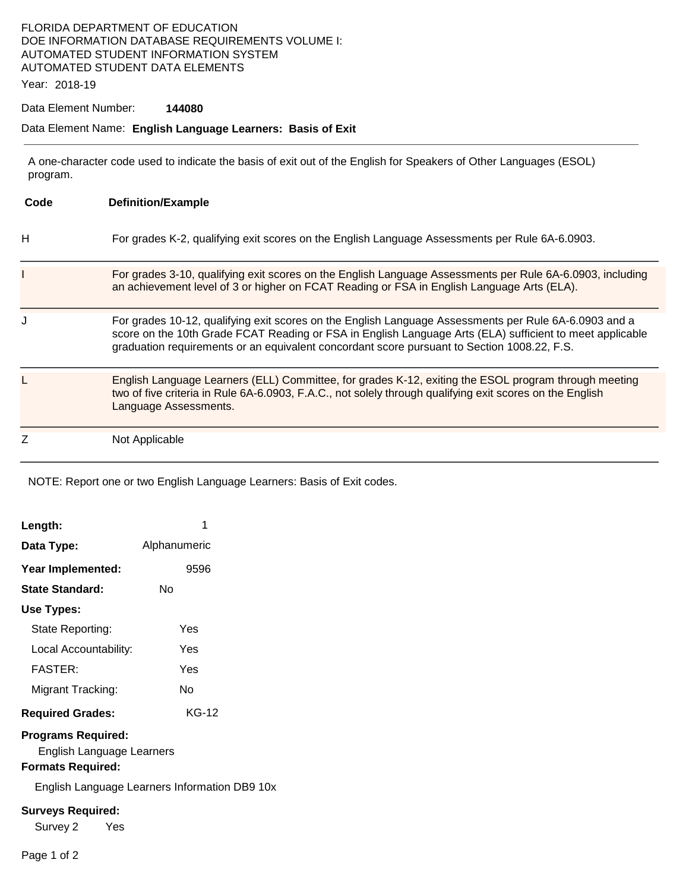FLORIDA DEPARTMENT OF EDUCATION
DOE INFORMATION DATABASE REQUIREMENTS VOLUME I:
AUTOMATED STUDENT INFORMATION SYSTEM
AUTOMATED STUDENT DATA ELEMENTS

Year: 2018-19

Data Element Number: **144080**

Data Element Name: **English Language Learners: Basis of Exit**

---

A one-character code used to indicate the basis of exit out of the English for Speakers of Other Languages (ESOL) program.

| Code | Definition/Example |
|---|---|
| H | For grades K-2, qualifying exit scores on the English Language Assessments per Rule 6A-6.0903. |
| I | For grades 3-10, qualifying exit scores on the English Language Assessments per Rule 6A-6.0903, including an achievement level of 3 or higher on FCAT Reading or FSA in English Language Arts (ELA). |
| J | For grades 10-12, qualifying exit scores on the English Language Assessments per Rule 6A-6.0903 and a score on the 10th Grade FCAT Reading or FSA in English Language Arts (ELA) sufficient to meet applicable graduation requirements or an equivalent concordant score pursuant to Section 1008.22, F.S. |
| L | English Language Learners (ELL) Committee, for grades K-12, exiting the ESOL program through meeting two of five criteria in Rule 6A-6.0903, F.A.C., not solely through qualifying exit scores on the English Language Assessments. |
| Z | Not Applicable |

NOTE: Report one or two English Language Learners: Basis of Exit codes.

**Length:** 1

**Data Type:** Alphanumeric

**Year Implemented:** 9596

**State Standard:** No

**Use Types:**

- State Reporting: Yes
- Local Accountability: Yes
- FASTER: Yes
- Migrant Tracking: No

**Required Grades:** KG-12

**Programs Required:**

English Language Learners

**Formats Required:**

English Language Learners Information DB9 10x

**Surveys Required:**

Survey 2 Yes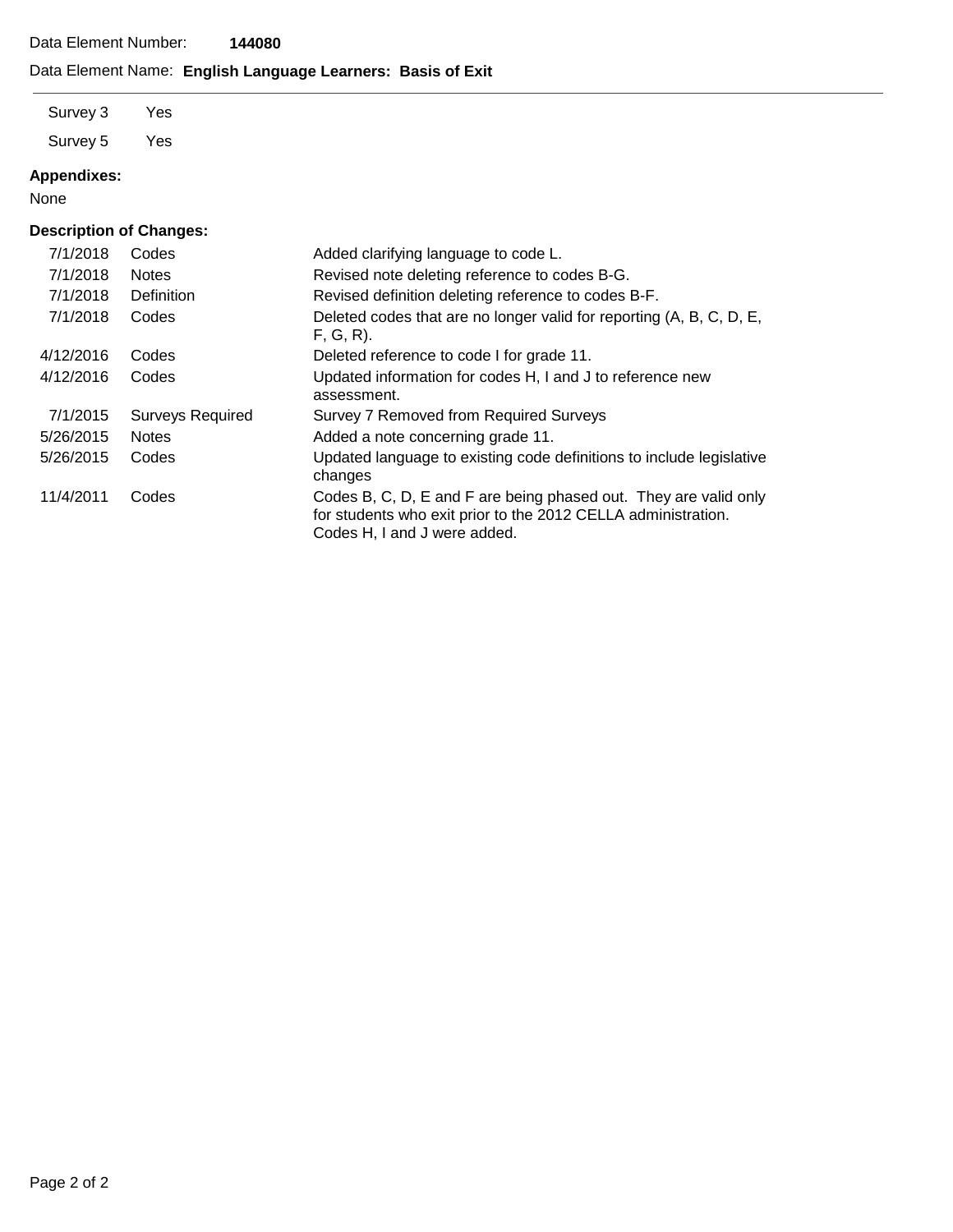Data Element Number: **144080**

Data Element Name: **English Language Learners: Basis of Exit**

| | |
|---|---|
| Survey 3 | Yes |
| Survey 5 | Yes |

**Appendixes:**

None

**Description of Changes:**

| | | |
|---|---|---|
| 7/1/2018 | Codes | Added clarifying language to code L. |
| 7/1/2018 | Notes | Revised note deleting reference to codes B-G. |
| 7/1/2018 | Definition | Revised definition deleting reference to codes B-F. |
| 7/1/2018 | Codes | Deleted codes that are no longer valid for reporting (A, B, C, D, E, F, G, R). |
| 4/12/2016 | Codes | Deleted reference to code I for grade 11. |
| 4/12/2016 | Codes | Updated information for codes H, I and J to reference new assessment. |
| 7/1/2015 | Surveys Required | Survey 7 Removed from Required Surveys |
| 5/26/2015 | Notes | Added a note concerning grade 11. |
| 5/26/2015 | Codes | Updated language to existing code definitions to include legislative changes |
| 11/4/2011 | Codes | Codes B, C, D, E and F are being phased out. They are valid only for students who exit prior to the 2012 CELLA administration. Codes H, I and J were added. |